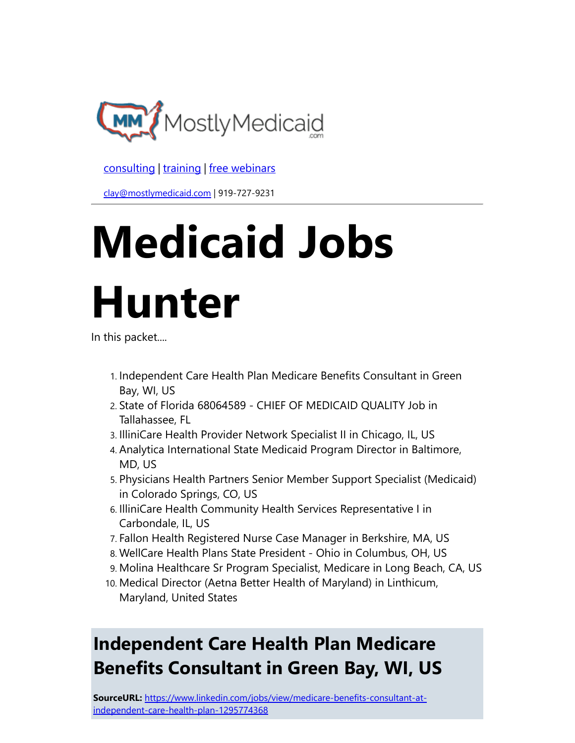MostlyMedicaid.com

[consulting](#) | [training](#) | [free webinars](#)

[clay@mostlymedicaid.com](mailto:clay@mostlymedicaid.com) | 919-727-9231

# Medicaid Jobs Hunter

In this packet....

1. Independent Care Health Plan Medicare Benefits Consultant in Green Bay, WI, US
2. State of Florida 68064589 - CHIEF OF MEDICAID QUALITY Job in Tallahassee, FL
3. IlliniCare Health Provider Network Specialist II in Chicago, IL, US
4. Analytica International State Medicaid Program Director in Baltimore, MD, US
5. Physicians Health Partners Senior Member Support Specialist (Medicaid) in Colorado Springs, CO, US
6. IlliniCare Health Community Health Services Representative I in Carbondale, IL, US
7. Fallon Health Registered Nurse Case Manager in Berkshire, MA, US
8. WellCare Health Plans State President - Ohio in Columbus, OH, US
9. Molina Healthcare Sr Program Specialist, Medicare in Long Beach, CA, US
10. Medical Director (Aetna Better Health of Maryland) in Linthicum, Maryland, United States

## Independent Care Health Plan Medicare Benefits Consultant in Green Bay, WI, US

**SourceURL:** [https://www.linkedin.com/jobs/view/medicare-benefits-consultant-at-independent-care-health-plan-1295774368](https://www.linkedin.com/jobs/view/medicare-benefits-consultant-at-independent-care-health-plan-1295774368)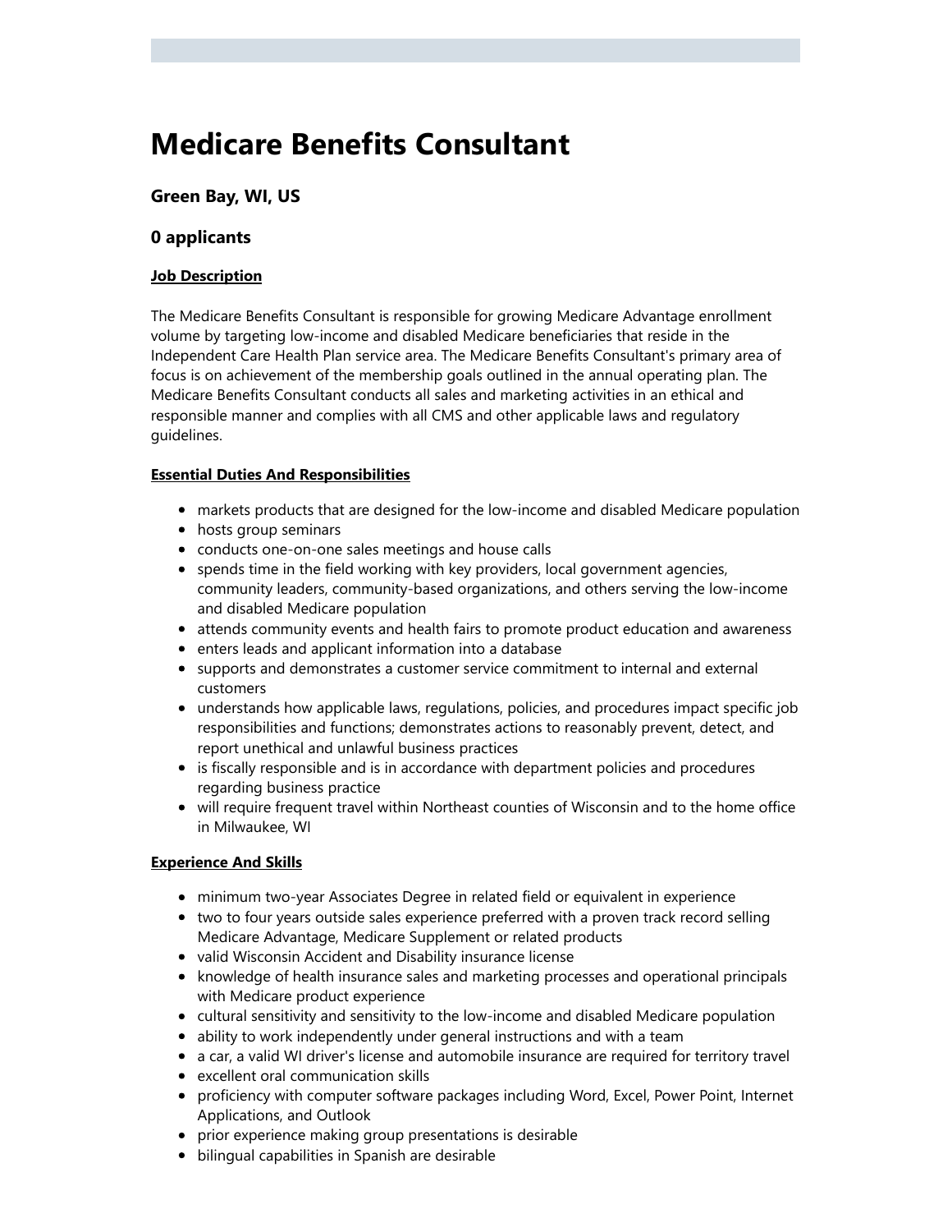# Medicare Benefits Consultant

### Green Bay, WI, US

### 0 applicants

**Job Description**

The Medicare Benefits Consultant is responsible for growing Medicare Advantage enrollment volume by targeting low-income and disabled Medicare beneficiaries that reside in the Independent Care Health Plan service area. The Medicare Benefits Consultant's primary area of focus is on achievement of the membership goals outlined in the annual operating plan. The Medicare Benefits Consultant conducts all sales and marketing activities in an ethical and responsible manner and complies with all CMS and other applicable laws and regulatory guidelines.

**Essential Duties And Responsibilities**

- markets products that are designed for the low-income and disabled Medicare population
- hosts group seminars
- conducts one-on-one sales meetings and house calls
- spends time in the field working with key providers, local government agencies, community leaders, community-based organizations, and others serving the low-income and disabled Medicare population
- attends community events and health fairs to promote product education and awareness
- enters leads and applicant information into a database
- supports and demonstrates a customer service commitment to internal and external customers
- understands how applicable laws, regulations, policies, and procedures impact specific job responsibilities and functions; demonstrates actions to reasonably prevent, detect, and report unethical and unlawful business practices
- is fiscally responsible and is in accordance with department policies and procedures regarding business practice
- will require frequent travel within Northeast counties of Wisconsin and to the home office in Milwaukee, WI

**Experience And Skills**

- minimum two-year Associates Degree in related field or equivalent in experience
- two to four years outside sales experience preferred with a proven track record selling Medicare Advantage, Medicare Supplement or related products
- valid Wisconsin Accident and Disability insurance license
- knowledge of health insurance sales and marketing processes and operational principals with Medicare product experience
- cultural sensitivity and sensitivity to the low-income and disabled Medicare population
- ability to work independently under general instructions and with a team
- a car, a valid WI driver's license and automobile insurance are required for territory travel
- excellent oral communication skills
- proficiency with computer software packages including Word, Excel, Power Point, Internet Applications, and Outlook
- prior experience making group presentations is desirable
- bilingual capabilities in Spanish are desirable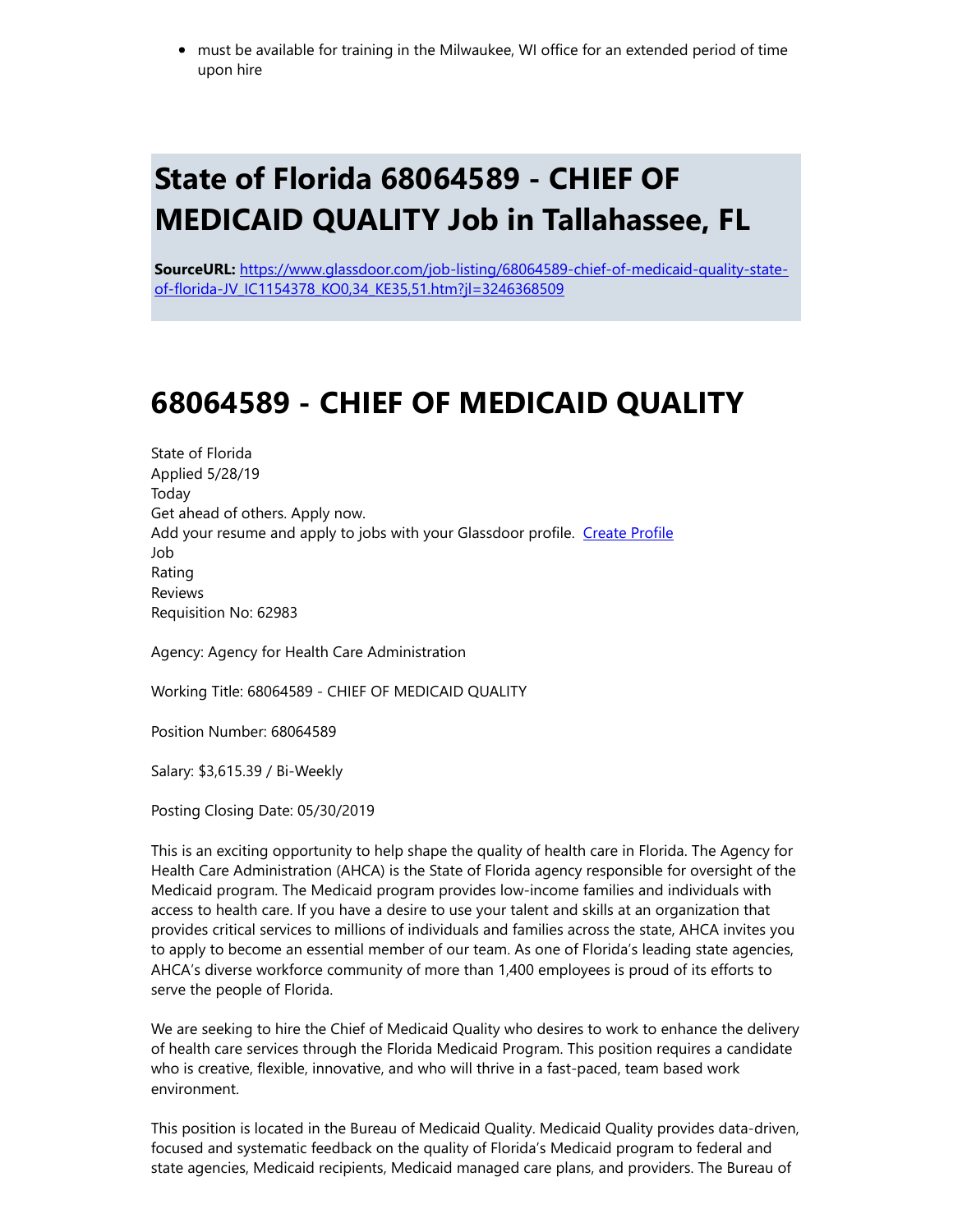- must be available for training in the Milwaukee, WI office for an extended period of time upon hire

# State of Florida 68064589 - CHIEF OF MEDICAID QUALITY Job in Tallahassee, FL

**SourceURL:** https://www.glassdoor.com/job-listing/68064589-chief-of-medicaid-quality-state-of-florida-JV_IC1154378_KO0,34_KE35,51.htm?jl=3246368509

# 68064589 - CHIEF OF MEDICAID QUALITY

State of Florida
Applied 5/28/19
Today
Get ahead of others. Apply now.
Add your resume and apply to jobs with your Glassdoor profile. Create Profile
Job
Rating
Reviews
Requisition No: 62983

Agency: Agency for Health Care Administration

Working Title: 68064589 - CHIEF OF MEDICAID QUALITY

Position Number: 68064589

Salary: $3,615.39 / Bi-Weekly

Posting Closing Date: 05/30/2019

This is an exciting opportunity to help shape the quality of health care in Florida. The Agency for Health Care Administration (AHCA) is the State of Florida agency responsible for oversight of the Medicaid program. The Medicaid program provides low-income families and individuals with access to health care. If you have a desire to use your talent and skills at an organization that provides critical services to millions of individuals and families across the state, AHCA invites you to apply to become an essential member of our team. As one of Florida's leading state agencies, AHCA's diverse workforce community of more than 1,400 employees is proud of its efforts to serve the people of Florida.

We are seeking to hire the Chief of Medicaid Quality who desires to work to enhance the delivery of health care services through the Florida Medicaid Program. This position requires a candidate who is creative, flexible, innovative, and who will thrive in a fast-paced, team based work environment.

This position is located in the Bureau of Medicaid Quality. Medicaid Quality provides data-driven, focused and systematic feedback on the quality of Florida's Medicaid program to federal and state agencies, Medicaid recipients, Medicaid managed care plans, and providers. The Bureau of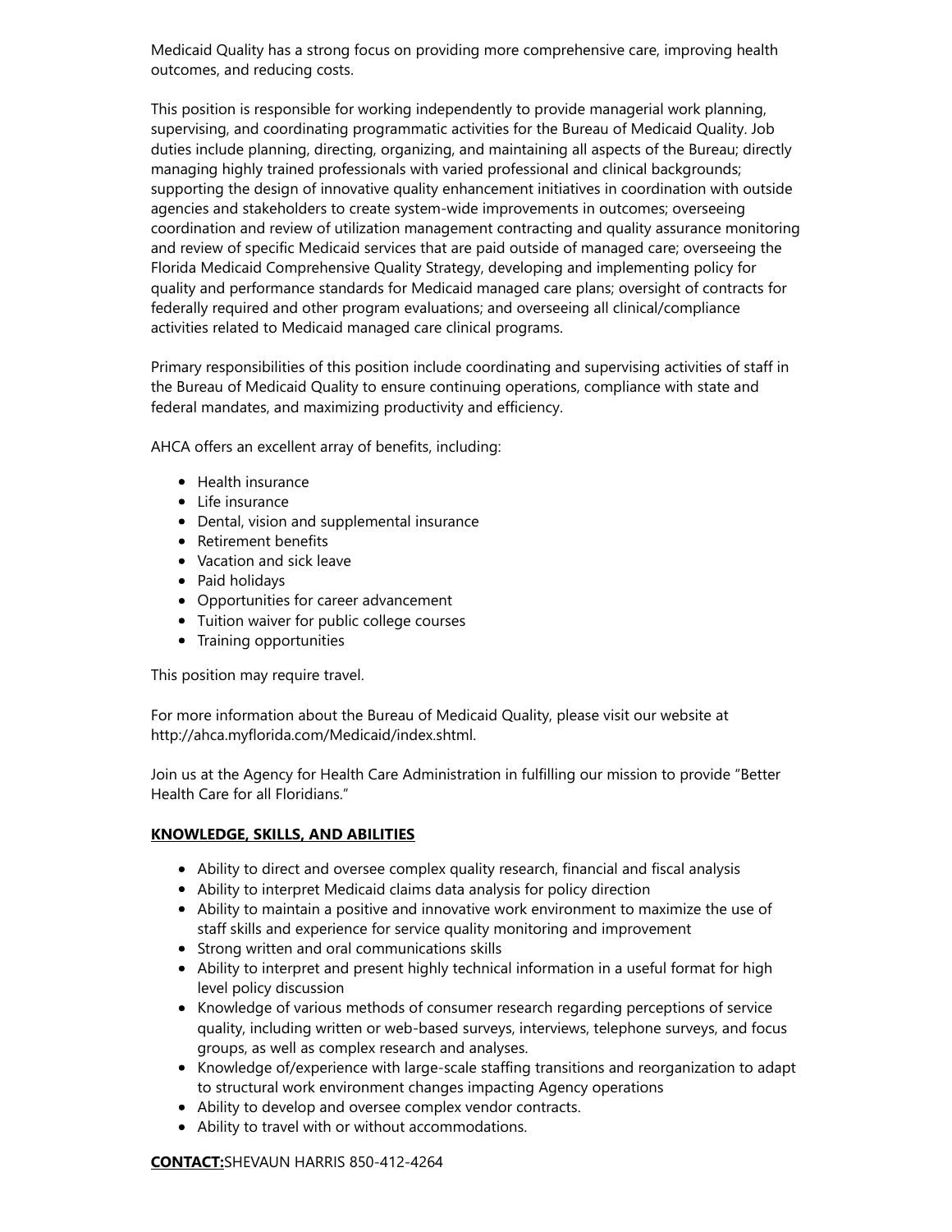Medicaid Quality has a strong focus on providing more comprehensive care, improving health outcomes, and reducing costs.

This position is responsible for working independently to provide managerial work planning, supervising, and coordinating programmatic activities for the Bureau of Medicaid Quality. Job duties include planning, directing, organizing, and maintaining all aspects of the Bureau; directly managing highly trained professionals with varied professional and clinical backgrounds; supporting the design of innovative quality enhancement initiatives in coordination with outside agencies and stakeholders to create system-wide improvements in outcomes; overseeing coordination and review of utilization management contracting and quality assurance monitoring and review of specific Medicaid services that are paid outside of managed care; overseeing the Florida Medicaid Comprehensive Quality Strategy, developing and implementing policy for quality and performance standards for Medicaid managed care plans; oversight of contracts for federally required and other program evaluations; and overseeing all clinical/compliance activities related to Medicaid managed care clinical programs.

Primary responsibilities of this position include coordinating and supervising activities of staff in the Bureau of Medicaid Quality to ensure continuing operations, compliance with state and federal mandates, and maximizing productivity and efficiency.

AHCA offers an excellent array of benefits, including:

- Health insurance
- Life insurance
- Dental, vision and supplemental insurance
- Retirement benefits
- Vacation and sick leave
- Paid holidays
- Opportunities for career advancement
- Tuition waiver for public college courses
- Training opportunities

This position may require travel.

For more information about the Bureau of Medicaid Quality, please visit our website at http://ahca.myflorida.com/Medicaid/index.shtml.

Join us at the Agency for Health Care Administration in fulfilling our mission to provide "Better Health Care for all Floridians."

**KNOWLEDGE, SKILLS, AND ABILITIES**

- Ability to direct and oversee complex quality research, financial and fiscal analysis
- Ability to interpret Medicaid claims data analysis for policy direction
- Ability to maintain a positive and innovative work environment to maximize the use of staff skills and experience for service quality monitoring and improvement
- Strong written and oral communications skills
- Ability to interpret and present highly technical information in a useful format for high level policy discussion
- Knowledge of various methods of consumer research regarding perceptions of service quality, including written or web-based surveys, interviews, telephone surveys, and focus groups, as well as complex research and analyses.
- Knowledge of/experience with large-scale staffing transitions and reorganization to adapt to structural work environment changes impacting Agency operations
- Ability to develop and oversee complex vendor contracts.
- Ability to travel with or without accommodations.

**CONTACT:** SHEVAUN HARRIS 850-412-4264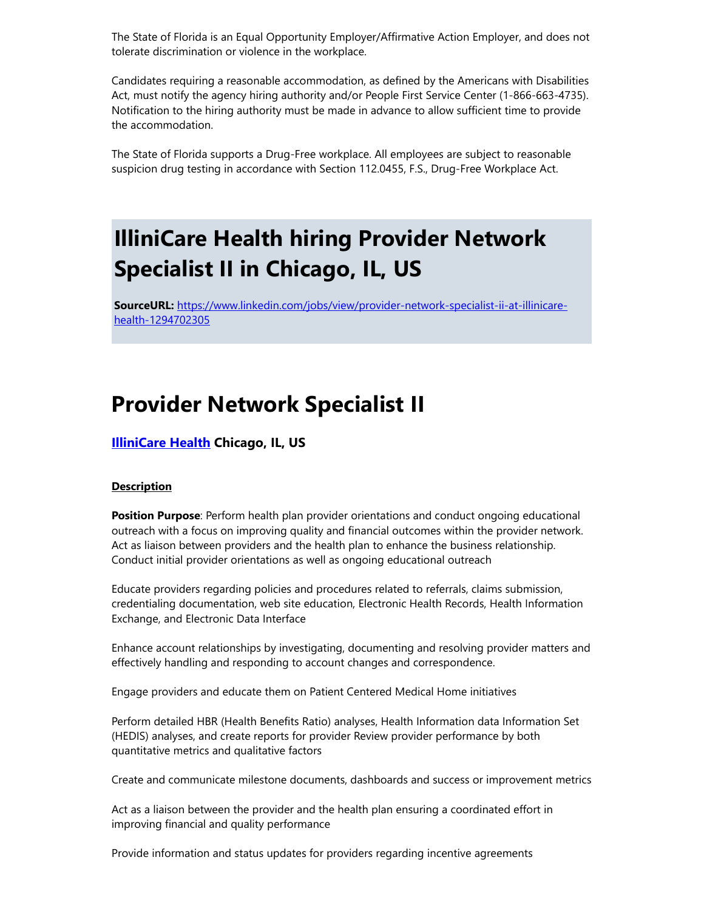The State of Florida is an Equal Opportunity Employer/Affirmative Action Employer, and does not tolerate discrimination or violence in the workplace.

Candidates requiring a reasonable accommodation, as defined by the Americans with Disabilities Act, must notify the agency hiring authority and/or People First Service Center (1-866-663-4735). Notification to the hiring authority must be made in advance to allow sufficient time to provide the accommodation.

The State of Florida supports a Drug-Free workplace. All employees are subject to reasonable suspicion drug testing in accordance with Section 112.0455, F.S., Drug-Free Workplace Act.

# IlliniCare Health hiring Provider Network Specialist II in Chicago, IL, US

**SourceURL:** [https://www.linkedin.com/jobs/view/provider-network-specialist-ii-at-illinicare-health-1294702305](https://www.linkedin.com/jobs/view/provider-network-specialist-ii-at-illinicare-health-1294702305)

# Provider Network Specialist II

**[IlliniCare Health](#) Chicago, IL, US**

**Description**

**Position Purpose**: Perform health plan provider orientations and conduct ongoing educational outreach with a focus on improving quality and financial outcomes within the provider network. Act as liaison between providers and the health plan to enhance the business relationship. Conduct initial provider orientations as well as ongoing educational outreach

Educate providers regarding policies and procedures related to referrals, claims submission, credentialing documentation, web site education, Electronic Health Records, Health Information Exchange, and Electronic Data Interface

Enhance account relationships by investigating, documenting and resolving provider matters and effectively handling and responding to account changes and correspondence.

Engage providers and educate them on Patient Centered Medical Home initiatives

Perform detailed HBR (Health Benefits Ratio) analyses, Health Information data Information Set (HEDIS) analyses, and create reports for provider Review provider performance by both quantitative metrics and qualitative factors

Create and communicate milestone documents, dashboards and success or improvement metrics

Act as a liaison between the provider and the health plan ensuring a coordinated effort in improving financial and quality performance

Provide information and status updates for providers regarding incentive agreements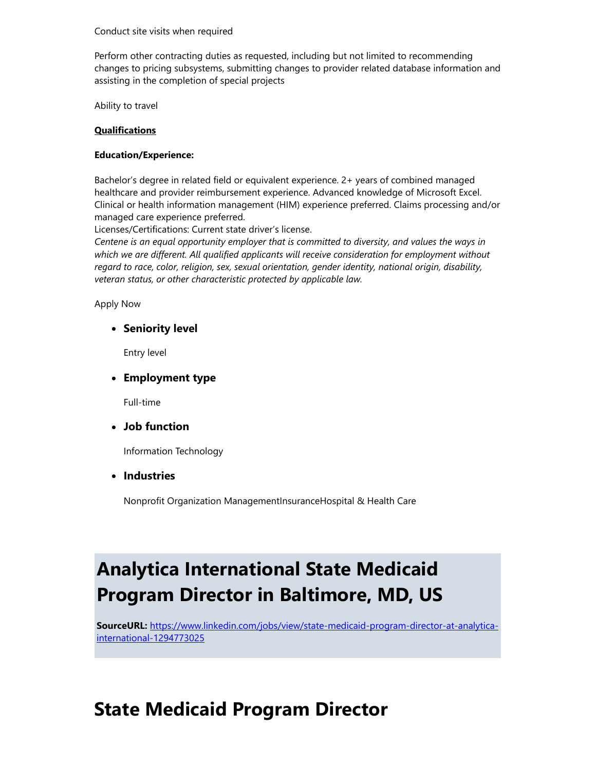Conduct site visits when required

Perform other contracting duties as requested, including but not limited to recommending changes to pricing subsystems, submitting changes to provider related database information and assisting in the completion of special projects

Ability to travel

**Qualifications**

**Education/Experience:**

Bachelor's degree in related field or equivalent experience. 2+ years of combined managed healthcare and provider reimbursement experience. Advanced knowledge of Microsoft Excel. Clinical or health information management (HIM) experience preferred. Claims processing and/or managed care experience preferred.
Licenses/Certifications: Current state driver's license.
*Centene is an equal opportunity employer that is committed to diversity, and values the ways in which we are different. All qualified applicants will receive consideration for employment without regard to race, color, religion, sex, sexual orientation, gender identity, national origin, disability, veteran status, or other characteristic protected by applicable law.*

Apply Now

- **Seniority level**

  Entry level

- **Employment type**

  Full-time

- **Job function**

  Information Technology

- **Industries**

  Nonprofit Organization ManagementInsuranceHospital & Health Care

# Analytica International State Medicaid Program Director in Baltimore, MD, US

**SourceURL:** https://www.linkedin.com/jobs/view/state-medicaid-program-director-at-analytica-international-1294773025

# State Medicaid Program Director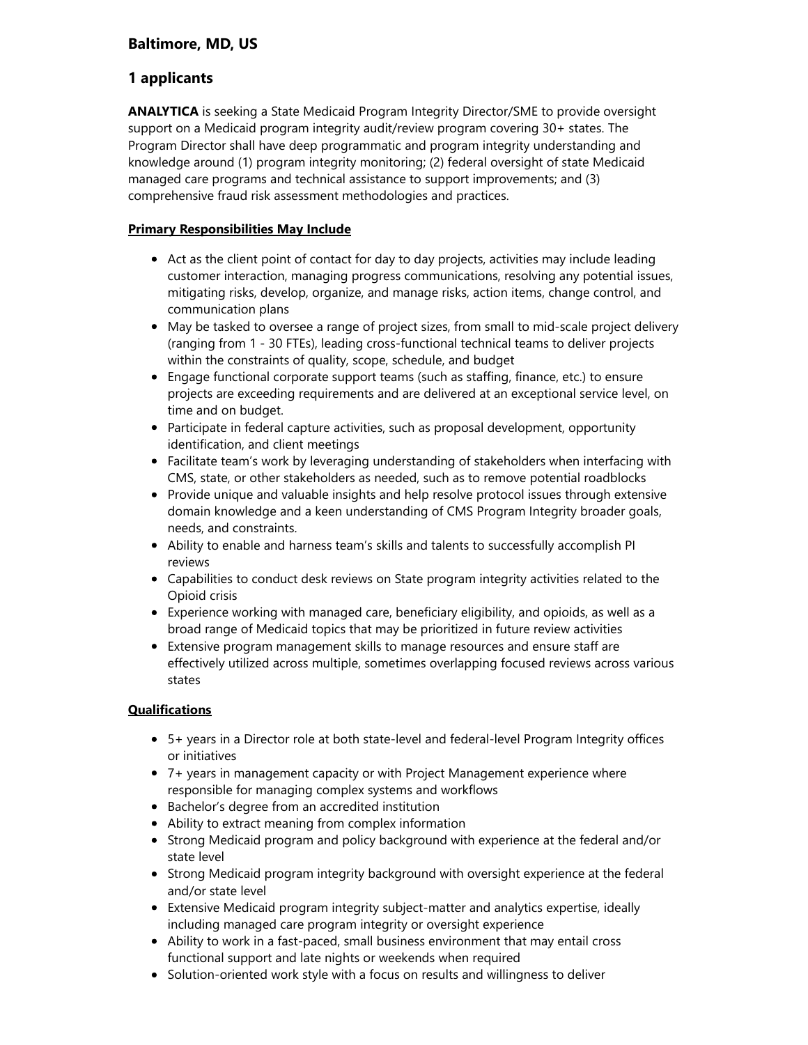## Baltimore, MD, US

## 1 applicants

**ANALYTICA** is seeking a State Medicaid Program Integrity Director/SME to provide oversight support on a Medicaid program integrity audit/review program covering 30+ states. The Program Director shall have deep programmatic and program integrity understanding and knowledge around (1) program integrity monitoring; (2) federal oversight of state Medicaid managed care programs and technical assistance to support improvements; and (3) comprehensive fraud risk assessment methodologies and practices.

**Primary Responsibilities May Include**

- Act as the client point of contact for day to day projects, activities may include leading customer interaction, managing progress communications, resolving any potential issues, mitigating risks, develop, organize, and manage risks, action items, change control, and communication plans
- May be tasked to oversee a range of project sizes, from small to mid-scale project delivery (ranging from 1 - 30 FTEs), leading cross-functional technical teams to deliver projects within the constraints of quality, scope, schedule, and budget
- Engage functional corporate support teams (such as staffing, finance, etc.) to ensure projects are exceeding requirements and are delivered at an exceptional service level, on time and on budget.
- Participate in federal capture activities, such as proposal development, opportunity identification, and client meetings
- Facilitate team's work by leveraging understanding of stakeholders when interfacing with CMS, state, or other stakeholders as needed, such as to remove potential roadblocks
- Provide unique and valuable insights and help resolve protocol issues through extensive domain knowledge and a keen understanding of CMS Program Integrity broader goals, needs, and constraints.
- Ability to enable and harness team's skills and talents to successfully accomplish PI reviews
- Capabilities to conduct desk reviews on State program integrity activities related to the Opioid crisis
- Experience working with managed care, beneficiary eligibility, and opioids, as well as a broad range of Medicaid topics that may be prioritized in future review activities
- Extensive program management skills to manage resources and ensure staff are effectively utilized across multiple, sometimes overlapping focused reviews across various states

**Qualifications**

- 5+ years in a Director role at both state-level and federal-level Program Integrity offices or initiatives
- 7+ years in management capacity or with Project Management experience where responsible for managing complex systems and workflows
- Bachelor's degree from an accredited institution
- Ability to extract meaning from complex information
- Strong Medicaid program and policy background with experience at the federal and/or state level
- Strong Medicaid program integrity background with oversight experience at the federal and/or state level
- Extensive Medicaid program integrity subject-matter and analytics expertise, ideally including managed care program integrity or oversight experience
- Ability to work in a fast-paced, small business environment that may entail cross functional support and late nights or weekends when required
- Solution-oriented work style with a focus on results and willingness to deliver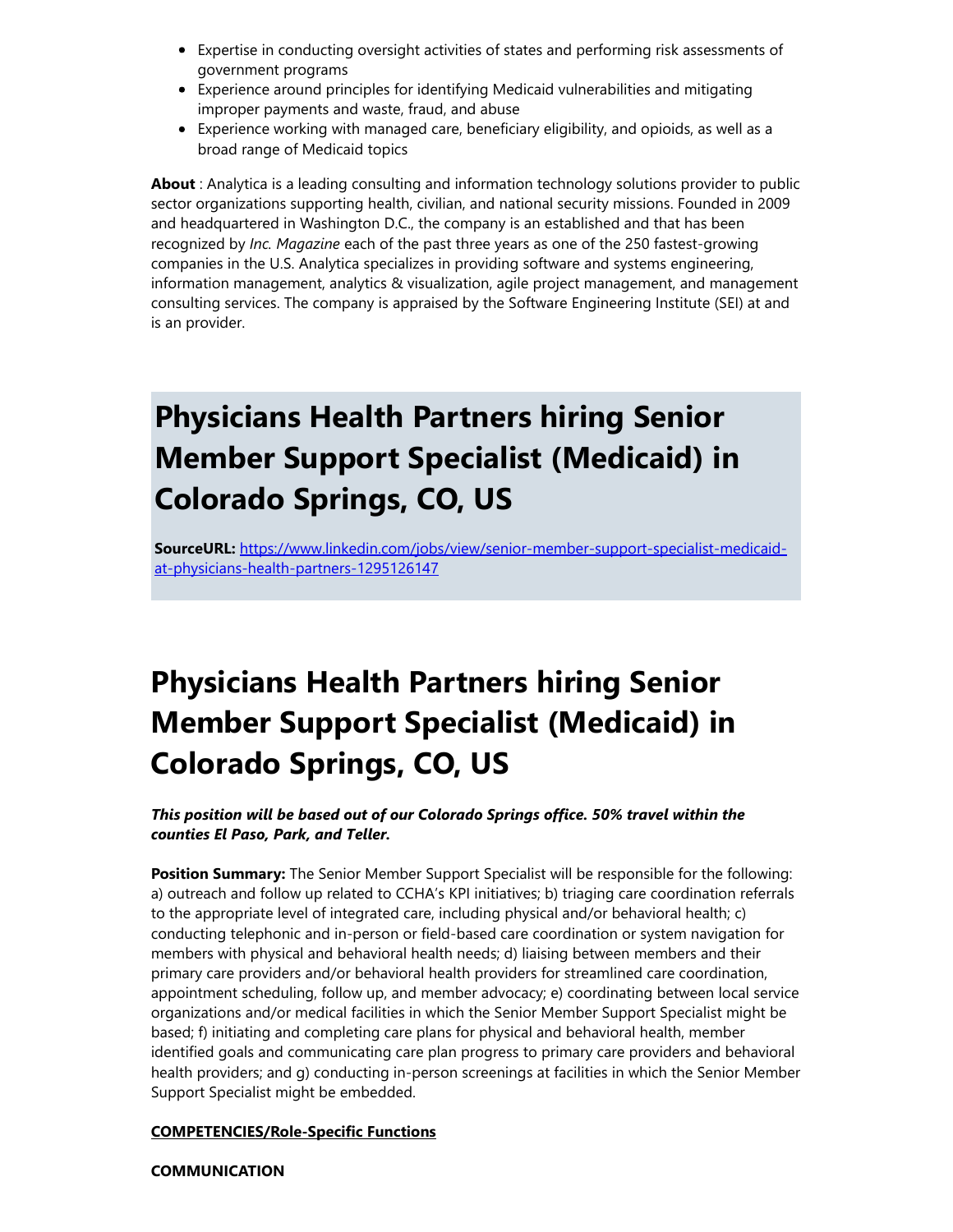- Expertise in conducting oversight activities of states and performing risk assessments of government programs
- Experience around principles for identifying Medicaid vulnerabilities and mitigating improper payments and waste, fraud, and abuse
- Experience working with managed care, beneficiary eligibility, and opioids, as well as a broad range of Medicaid topics

**About** : Analytica is a leading consulting and information technology solutions provider to public sector organizations supporting health, civilian, and national security missions. Founded in 2009 and headquartered in Washington D.C., the company is an established and that has been recognized by *Inc. Magazine* each of the past three years as one of the 250 fastest-growing companies in the U.S. Analytica specializes in providing software and systems engineering, information management, analytics & visualization, agile project management, and management consulting services. The company is appraised by the Software Engineering Institute (SEI) at and is an provider.

# Physicians Health Partners hiring Senior Member Support Specialist (Medicaid) in Colorado Springs, CO, US

**SourceURL:** https://www.linkedin.com/jobs/view/senior-member-support-specialist-medicaid-at-physicians-health-partners-1295126147

# Physicians Health Partners hiring Senior Member Support Specialist (Medicaid) in Colorado Springs, CO, US

***This position will be based out of our Colorado Springs office. 50% travel within the counties El Paso, Park, and Teller.***

**Position Summary:** The Senior Member Support Specialist will be responsible for the following: a) outreach and follow up related to CCHA's KPI initiatives; b) triaging care coordination referrals to the appropriate level of integrated care, including physical and/or behavioral health; c) conducting telephonic and in-person or field-based care coordination or system navigation for members with physical and behavioral health needs; d) liaising between members and their primary care providers and/or behavioral health providers for streamlined care coordination, appointment scheduling, follow up, and member advocacy; e) coordinating between local service organizations and/or medical facilities in which the Senior Member Support Specialist might be based; f) initiating and completing care plans for physical and behavioral health, member identified goals and communicating care plan progress to primary care providers and behavioral health providers; and g) conducting in-person screenings at facilities in which the Senior Member Support Specialist might be embedded.

**COMPETENCIES/Role-Specific Functions**

**COMMUNICATION**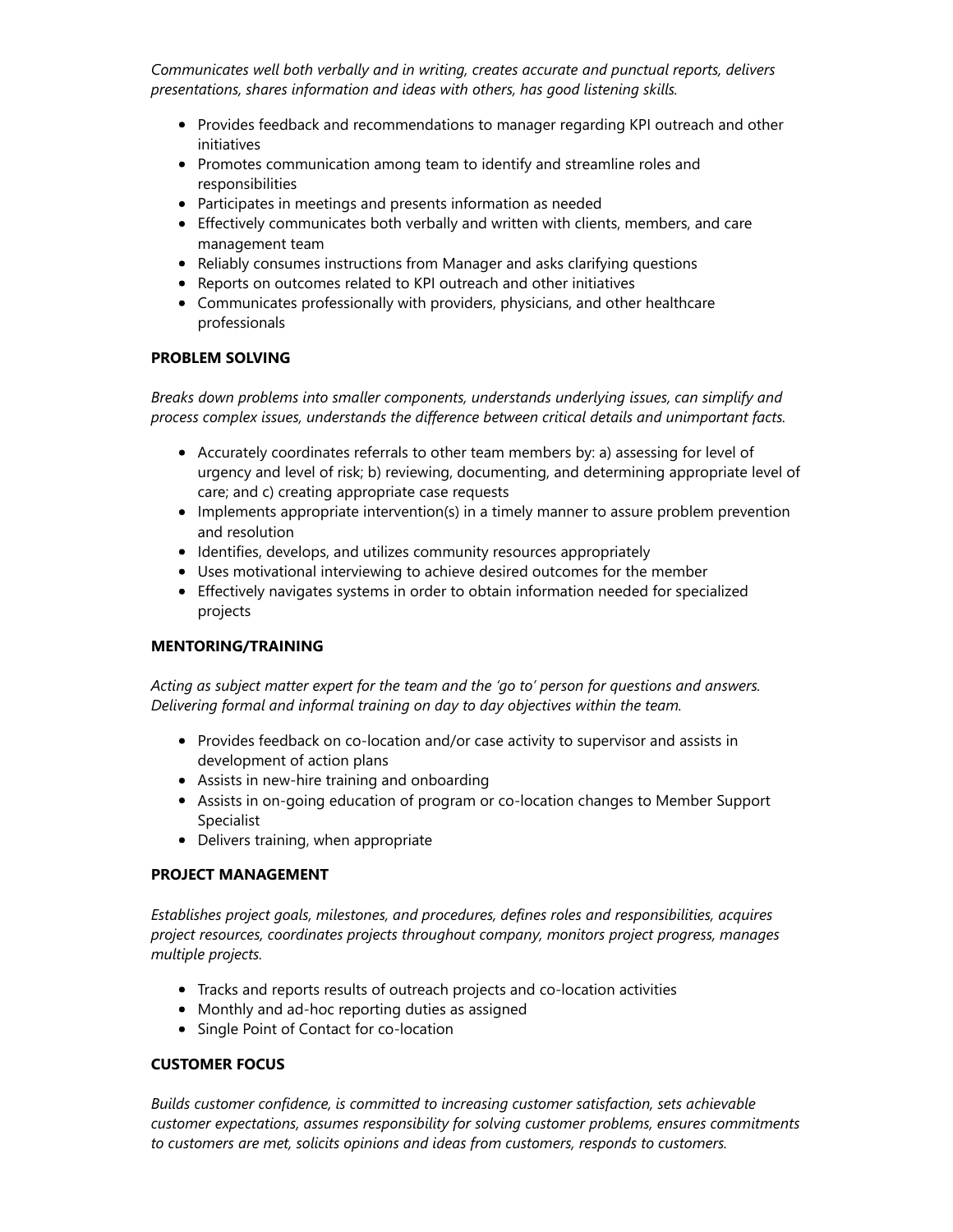*Communicates well both verbally and in writing, creates accurate and punctual reports, delivers presentations, shares information and ideas with others, has good listening skills.*

- Provides feedback and recommendations to manager regarding KPI outreach and other initiatives
- Promotes communication among team to identify and streamline roles and responsibilities
- Participates in meetings and presents information as needed
- Effectively communicates both verbally and written with clients, members, and care management team
- Reliably consumes instructions from Manager and asks clarifying questions
- Reports on outcomes related to KPI outreach and other initiatives
- Communicates professionally with providers, physicians, and other healthcare professionals

**PROBLEM SOLVING**

*Breaks down problems into smaller components, understands underlying issues, can simplify and process complex issues, understands the difference between critical details and unimportant facts.*

- Accurately coordinates referrals to other team members by: a) assessing for level of urgency and level of risk; b) reviewing, documenting, and determining appropriate level of care; and c) creating appropriate case requests
- Implements appropriate intervention(s) in a timely manner to assure problem prevention and resolution
- Identifies, develops, and utilizes community resources appropriately
- Uses motivational interviewing to achieve desired outcomes for the member
- Effectively navigates systems in order to obtain information needed for specialized projects

**MENTORING/TRAINING**

*Acting as subject matter expert for the team and the 'go to' person for questions and answers. Delivering formal and informal training on day to day objectives within the team.*

- Provides feedback on co-location and/or case activity to supervisor and assists in development of action plans
- Assists in new-hire training and onboarding
- Assists in on-going education of program or co-location changes to Member Support Specialist
- Delivers training, when appropriate

**PROJECT MANAGEMENT**

*Establishes project goals, milestones, and procedures, defines roles and responsibilities, acquires project resources, coordinates projects throughout company, monitors project progress, manages multiple projects.*

- Tracks and reports results of outreach projects and co-location activities
- Monthly and ad-hoc reporting duties as assigned
- Single Point of Contact for co-location

**CUSTOMER FOCUS**

*Builds customer confidence, is committed to increasing customer satisfaction, sets achievable customer expectations, assumes responsibility for solving customer problems, ensures commitments to customers are met, solicits opinions and ideas from customers, responds to customers.*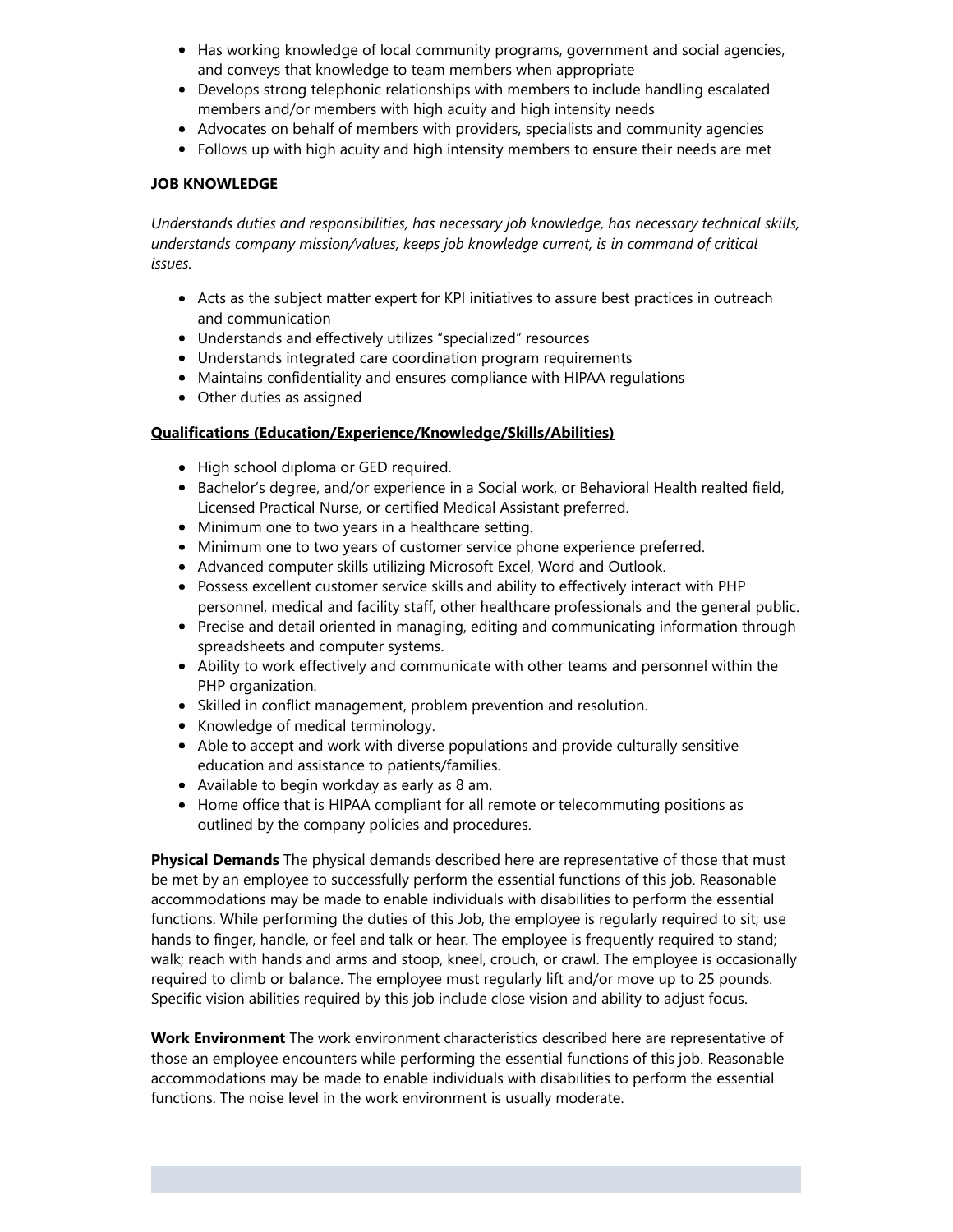- Has working knowledge of local community programs, government and social agencies, and conveys that knowledge to team members when appropriate
- Develops strong telephonic relationships with members to include handling escalated members and/or members with high acuity and high intensity needs
- Advocates on behalf of members with providers, specialists and community agencies
- Follows up with high acuity and high intensity members to ensure their needs are met

**JOB KNOWLEDGE**

*Understands duties and responsibilities, has necessary job knowledge, has necessary technical skills, understands company mission/values, keeps job knowledge current, is in command of critical issues.*

- Acts as the subject matter expert for KPI initiatives to assure best practices in outreach and communication
- Understands and effectively utilizes "specialized" resources
- Understands integrated care coordination program requirements
- Maintains confidentiality and ensures compliance with HIPAA regulations
- Other duties as assigned

**Qualifications (Education/Experience/Knowledge/Skills/Abilities)**

- High school diploma or GED required.
- Bachelor's degree, and/or experience in a Social work, or Behavioral Health realted field, Licensed Practical Nurse, or certified Medical Assistant preferred.
- Minimum one to two years in a healthcare setting.
- Minimum one to two years of customer service phone experience preferred.
- Advanced computer skills utilizing Microsoft Excel, Word and Outlook.
- Possess excellent customer service skills and ability to effectively interact with PHP personnel, medical and facility staff, other healthcare professionals and the general public.
- Precise and detail oriented in managing, editing and communicating information through spreadsheets and computer systems.
- Ability to work effectively and communicate with other teams and personnel within the PHP organization.
- Skilled in conflict management, problem prevention and resolution.
- Knowledge of medical terminology.
- Able to accept and work with diverse populations and provide culturally sensitive education and assistance to patients/families.
- Available to begin workday as early as 8 am.
- Home office that is HIPAA compliant for all remote or telecommuting positions as outlined by the company policies and procedures.

**Physical Demands** The physical demands described here are representative of those that must be met by an employee to successfully perform the essential functions of this job. Reasonable accommodations may be made to enable individuals with disabilities to perform the essential functions. While performing the duties of this Job, the employee is regularly required to sit; use hands to finger, handle, or feel and talk or hear. The employee is frequently required to stand; walk; reach with hands and arms and stoop, kneel, crouch, or crawl. The employee is occasionally required to climb or balance. The employee must regularly lift and/or move up to 25 pounds. Specific vision abilities required by this job include close vision and ability to adjust focus.

**Work Environment** The work environment characteristics described here are representative of those an employee encounters while performing the essential functions of this job. Reasonable accommodations may be made to enable individuals with disabilities to perform the essential functions. The noise level in the work environment is usually moderate.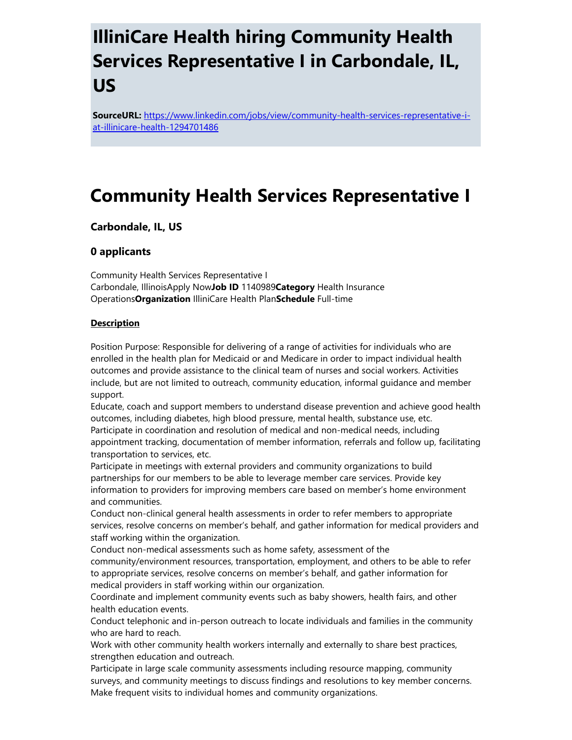# IlliniCare Health hiring Community Health Services Representative I in Carbondale, IL, US

**SourceURL:** https://www.linkedin.com/jobs/view/community-health-services-representative-i-at-illinicare-health-1294701486

# Community Health Services Representative I

### Carbondale, IL, US

### 0 applicants

Community Health Services Representative I
Carbondale, IllinoisApply Now**Job ID** 1140989**Category** Health Insurance Operations**Organization** IlliniCare Health Plan**Schedule** Full-time

**Description**

Position Purpose: Responsible for delivering of a range of activities for individuals who are enrolled in the health plan for Medicaid or and Medicare in order to impact individual health outcomes and provide assistance to the clinical team of nurses and social workers. Activities include, but are not limited to outreach, community education, informal guidance and member support.
Educate, coach and support members to understand disease prevention and achieve good health outcomes, including diabetes, high blood pressure, mental health, substance use, etc.
Participate in coordination and resolution of medical and non-medical needs, including appointment tracking, documentation of member information, referrals and follow up, facilitating transportation to services, etc.
Participate in meetings with external providers and community organizations to build partnerships for our members to be able to leverage member care services. Provide key information to providers for improving members care based on member's home environment and communities.
Conduct non-clinical general health assessments in order to refer members to appropriate services, resolve concerns on member's behalf, and gather information for medical providers and staff working within the organization.
Conduct non-medical assessments such as home safety, assessment of the community/environment resources, transportation, employment, and others to be able to refer to appropriate services, resolve concerns on member's behalf, and gather information for medical providers in staff working within our organization.
Coordinate and implement community events such as baby showers, health fairs, and other health education events.
Conduct telephonic and in-person outreach to locate individuals and families in the community who are hard to reach.
Work with other community health workers internally and externally to share best practices, strengthen education and outreach.
Participate in large scale community assessments including resource mapping, community surveys, and community meetings to discuss findings and resolutions to key member concerns.
Make frequent visits to individual homes and community organizations.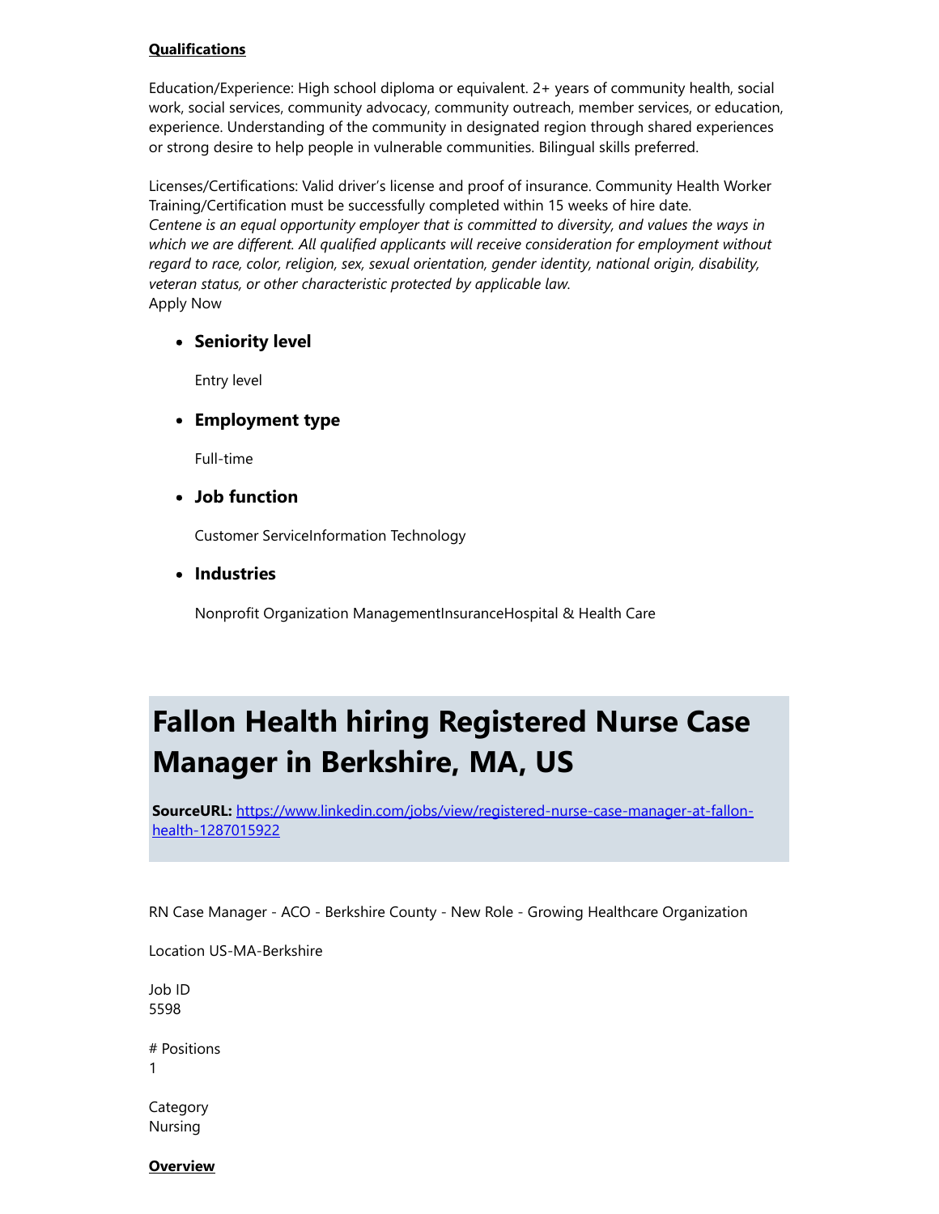**Qualifications**

Education/Experience: High school diploma or equivalent. 2+ years of community health, social work, social services, community advocacy, community outreach, member services, or education, experience. Understanding of the community in designated region through shared experiences or strong desire to help people in vulnerable communities. Bilingual skills preferred.

Licenses/Certifications: Valid driver's license and proof of insurance. Community Health Worker Training/Certification must be successfully completed within 15 weeks of hire date.
*Centene is an equal opportunity employer that is committed to diversity, and values the ways in which we are different. All qualified applicants will receive consideration for employment without regard to race, color, religion, sex, sexual orientation, gender identity, national origin, disability, veteran status, or other characteristic protected by applicable law.*
Apply Now

- **Seniority level**

  Entry level

- **Employment type**

  Full-time

- **Job function**

  Customer ServiceInformation Technology

- **Industries**

  Nonprofit Organization ManagementInsuranceHospital & Health Care

# Fallon Health hiring Registered Nurse Case Manager in Berkshire, MA, US

**SourceURL:** https://www.linkedin.com/jobs/view/registered-nurse-case-manager-at-fallon-health-1287015922

RN Case Manager - ACO - Berkshire County - New Role - Growing Healthcare Organization

Location US-MA-Berkshire

Job ID
5598

# Positions
1

Category
Nursing

**Overview**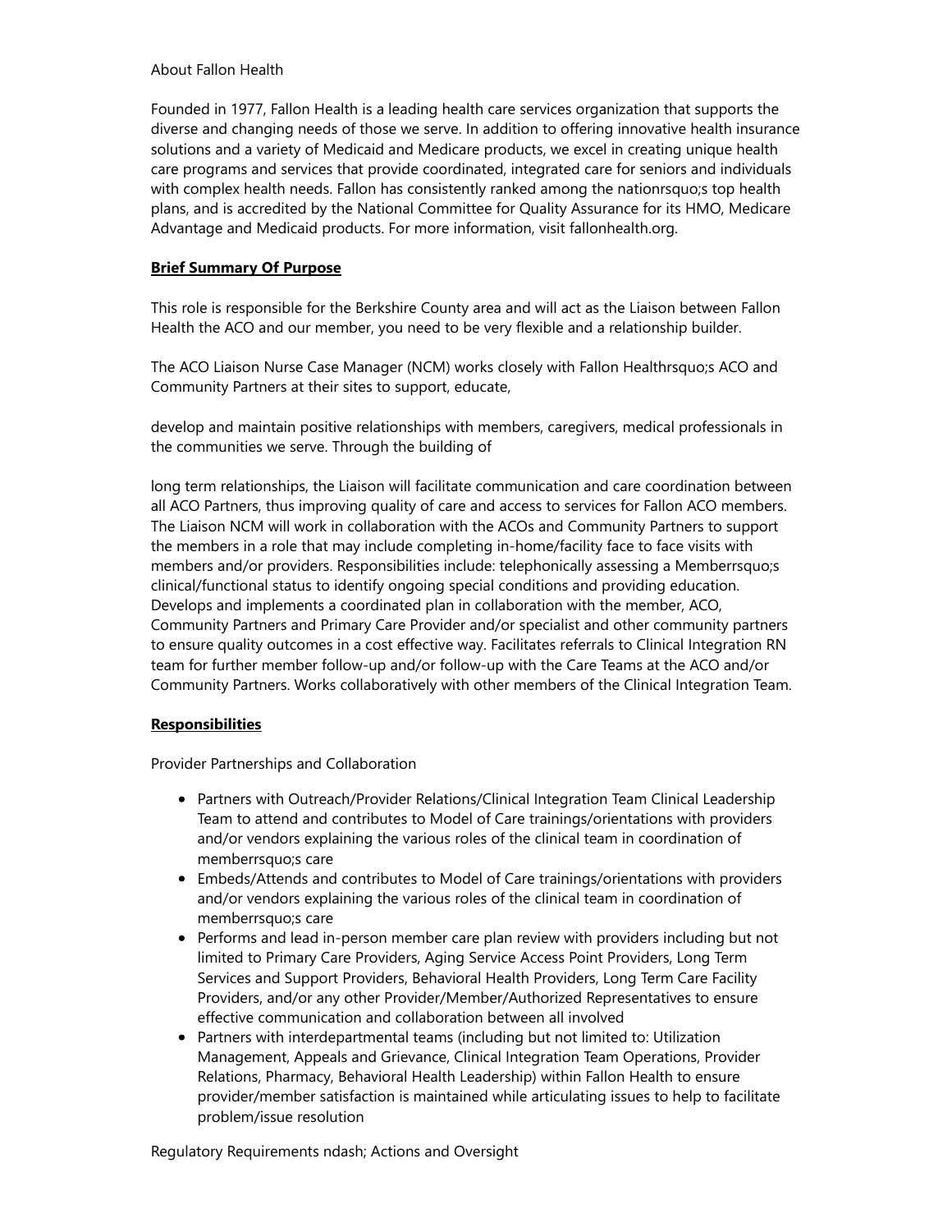About Fallon Health

Founded in 1977, Fallon Health is a leading health care services organization that supports the diverse and changing needs of those we serve. In addition to offering innovative health insurance solutions and a variety of Medicaid and Medicare products, we excel in creating unique health care programs and services that provide coordinated, integrated care for seniors and individuals with complex health needs. Fallon has consistently ranked among the nationrsquo;s top health plans, and is accredited by the National Committee for Quality Assurance for its HMO, Medicare Advantage and Medicaid products. For more information, visit fallonhealth.org.

**Brief Summary Of Purpose**

This role is responsible for the Berkshire County area and will act as the Liaison between Fallon Health the ACO and our member, you need to be very flexible and a relationship builder.

The ACO Liaison Nurse Case Manager (NCM) works closely with Fallon Healthrsquo;s ACO and Community Partners at their sites to support, educate,

develop and maintain positive relationships with members, caregivers, medical professionals in the communities we serve. Through the building of

long term relationships, the Liaison will facilitate communication and care coordination between all ACO Partners, thus improving quality of care and access to services for Fallon ACO members. The Liaison NCM will work in collaboration with the ACOs and Community Partners to support the members in a role that may include completing in-home/facility face to face visits with members and/or providers. Responsibilities include: telephonically assessing a Memberrsquo;s clinical/functional status to identify ongoing special conditions and providing education. Develops and implements a coordinated plan in collaboration with the member, ACO, Community Partners and Primary Care Provider and/or specialist and other community partners to ensure quality outcomes in a cost effective way. Facilitates referrals to Clinical Integration RN team for further member follow-up and/or follow-up with the Care Teams at the ACO and/or Community Partners. Works collaboratively with other members of the Clinical Integration Team.

**Responsibilities**

Provider Partnerships and Collaboration

- Partners with Outreach/Provider Relations/Clinical Integration Team Clinical Leadership Team to attend and contributes to Model of Care trainings/orientations with providers and/or vendors explaining the various roles of the clinical team in coordination of memberrsquo;s care
- Embeds/Attends and contributes to Model of Care trainings/orientations with providers and/or vendors explaining the various roles of the clinical team in coordination of memberrsquo;s care
- Performs and lead in-person member care plan review with providers including but not limited to Primary Care Providers, Aging Service Access Point Providers, Long Term Services and Support Providers, Behavioral Health Providers, Long Term Care Facility Providers, and/or any other Provider/Member/Authorized Representatives to ensure effective communication and collaboration between all involved
- Partners with interdepartmental teams (including but not limited to: Utilization Management, Appeals and Grievance, Clinical Integration Team Operations, Provider Relations, Pharmacy, Behavioral Health Leadership) within Fallon Health to ensure provider/member satisfaction is maintained while articulating issues to help to facilitate problem/issue resolution

Regulatory Requirements ndash; Actions and Oversight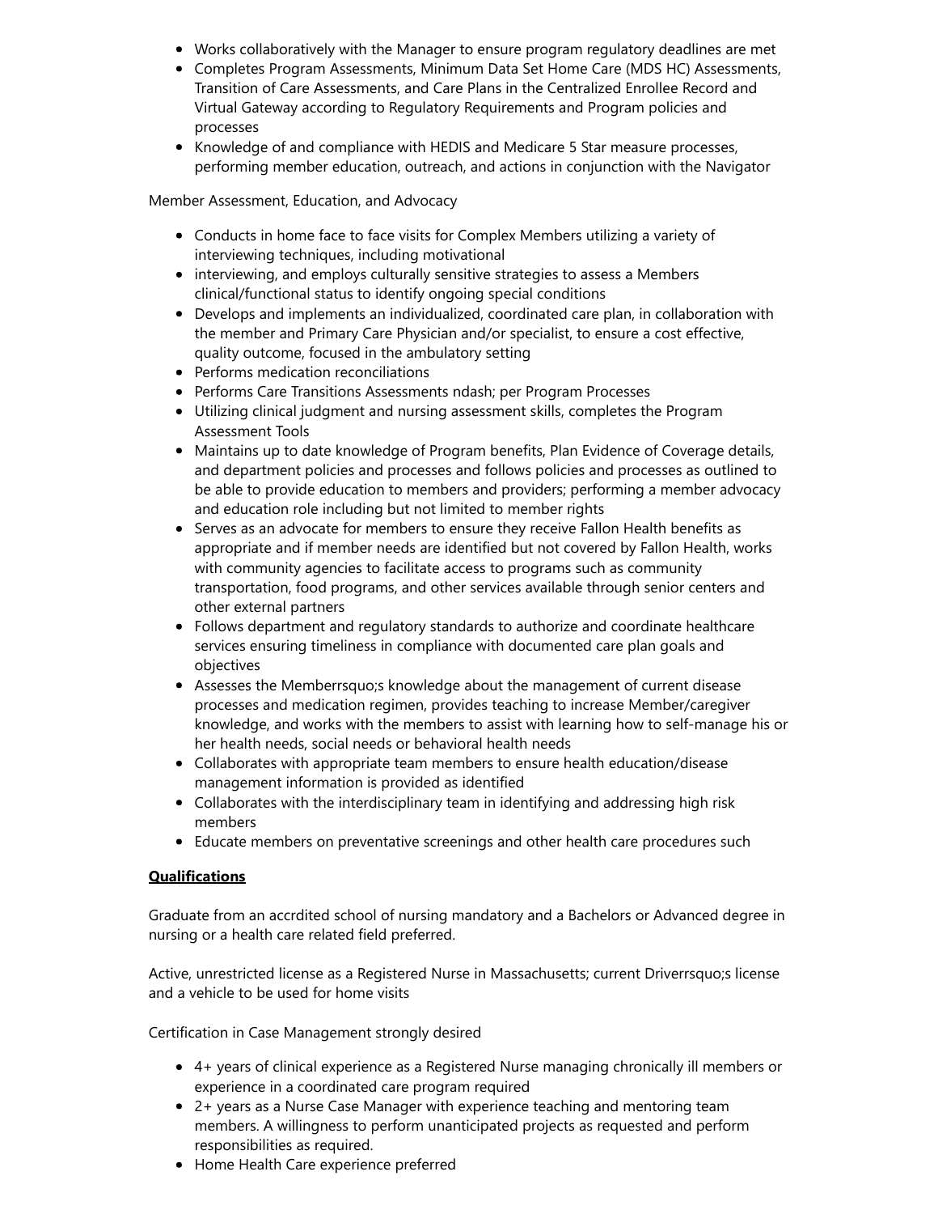- Works collaboratively with the Manager to ensure program regulatory deadlines are met
- Completes Program Assessments, Minimum Data Set Home Care (MDS HC) Assessments, Transition of Care Assessments, and Care Plans in the Centralized Enrollee Record and Virtual Gateway according to Regulatory Requirements and Program policies and processes
- Knowledge of and compliance with HEDIS and Medicare 5 Star measure processes, performing member education, outreach, and actions in conjunction with the Navigator

Member Assessment, Education, and Advocacy

- Conducts in home face to face visits for Complex Members utilizing a variety of interviewing techniques, including motivational
- interviewing, and employs culturally sensitive strategies to assess a Members clinical/functional status to identify ongoing special conditions
- Develops and implements an individualized, coordinated care plan, in collaboration with the member and Primary Care Physician and/or specialist, to ensure a cost effective, quality outcome, focused in the ambulatory setting
- Performs medication reconciliations
- Performs Care Transitions Assessments ndash; per Program Processes
- Utilizing clinical judgment and nursing assessment skills, completes the Program Assessment Tools
- Maintains up to date knowledge of Program benefits, Plan Evidence of Coverage details, and department policies and processes and follows policies and processes as outlined to be able to provide education to members and providers; performing a member advocacy and education role including but not limited to member rights
- Serves as an advocate for members to ensure they receive Fallon Health benefits as appropriate and if member needs are identified but not covered by Fallon Health, works with community agencies to facilitate access to programs such as community transportation, food programs, and other services available through senior centers and other external partners
- Follows department and regulatory standards to authorize and coordinate healthcare services ensuring timeliness in compliance with documented care plan goals and objectives
- Assesses the Memberrsquo;s knowledge about the management of current disease processes and medication regimen, provides teaching to increase Member/caregiver knowledge, and works with the members to assist with learning how to self-manage his or her health needs, social needs or behavioral health needs
- Collaborates with appropriate team members to ensure health education/disease management information is provided as identified
- Collaborates with the interdisciplinary team in identifying and addressing high risk members
- Educate members on preventative screenings and other health care procedures such

**Qualifications**

Graduate from an accrdited school of nursing mandatory and a Bachelors or Advanced degree in nursing or a health care related field preferred.

Active, unrestricted license as a Registered Nurse in Massachusetts; current Driverrsquo;s license and a vehicle to be used for home visits

Certification in Case Management strongly desired

- 4+ years of clinical experience as a Registered Nurse managing chronically ill members or experience in a coordinated care program required
- 2+ years as a Nurse Case Manager with experience teaching and mentoring team members. A willingness to perform unanticipated projects as requested and perform responsibilities as required.
- Home Health Care experience preferred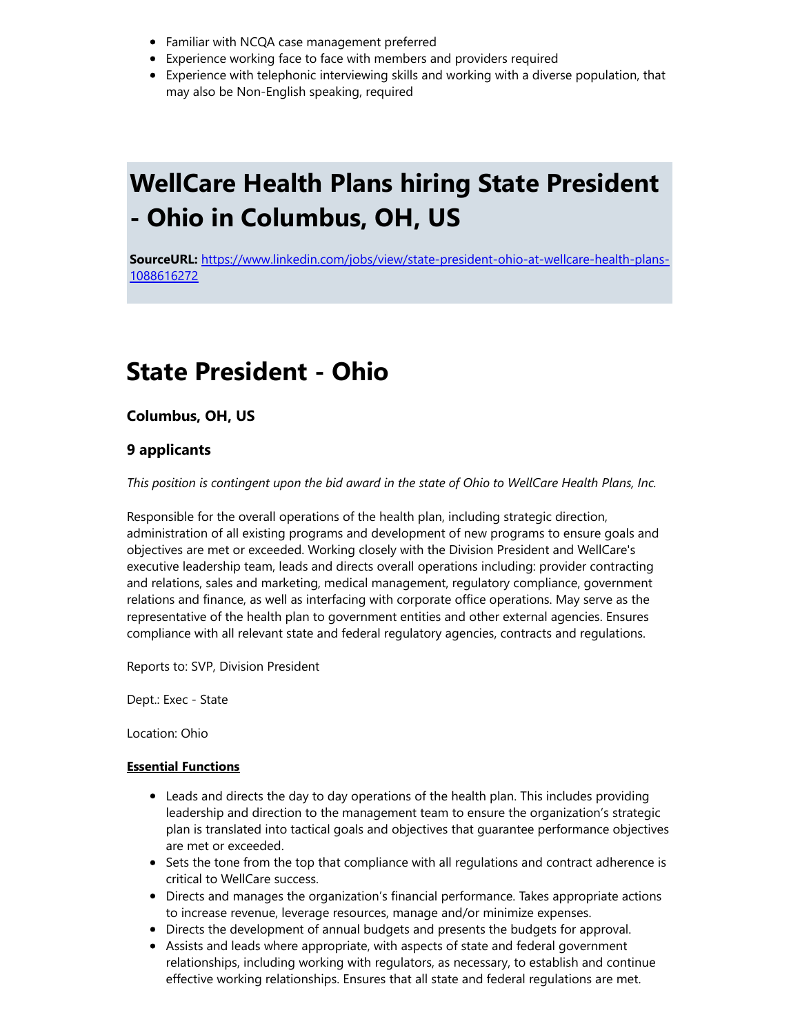- Familiar with NCQA case management preferred
- Experience working face to face with members and providers required
- Experience with telephonic interviewing skills and working with a diverse population, that may also be Non-English speaking, required

# WellCare Health Plans hiring State President - Ohio in Columbus, OH, US

**SourceURL:** https://www.linkedin.com/jobs/view/state-president-ohio-at-wellcare-health-plans-1088616272

# State President - Ohio

### Columbus, OH, US

### 9 applicants

*This position is contingent upon the bid award in the state of Ohio to WellCare Health Plans, Inc.*

Responsible for the overall operations of the health plan, including strategic direction, administration of all existing programs and development of new programs to ensure goals and objectives are met or exceeded. Working closely with the Division President and WellCare's executive leadership team, leads and directs overall operations including: provider contracting and relations, sales and marketing, medical management, regulatory compliance, government relations and finance, as well as interfacing with corporate office operations. May serve as the representative of the health plan to government entities and other external agencies. Ensures compliance with all relevant state and federal regulatory agencies, contracts and regulations.

Reports to: SVP, Division President

Dept.: Exec - State

Location: Ohio

**Essential Functions**

- Leads and directs the day to day operations of the health plan. This includes providing leadership and direction to the management team to ensure the organization's strategic plan is translated into tactical goals and objectives that guarantee performance objectives are met or exceeded.
- Sets the tone from the top that compliance with all regulations and contract adherence is critical to WellCare success.
- Directs and manages the organization's financial performance. Takes appropriate actions to increase revenue, leverage resources, manage and/or minimize expenses.
- Directs the development of annual budgets and presents the budgets for approval.
- Assists and leads where appropriate, with aspects of state and federal government relationships, including working with regulators, as necessary, to establish and continue effective working relationships. Ensures that all state and federal regulations are met.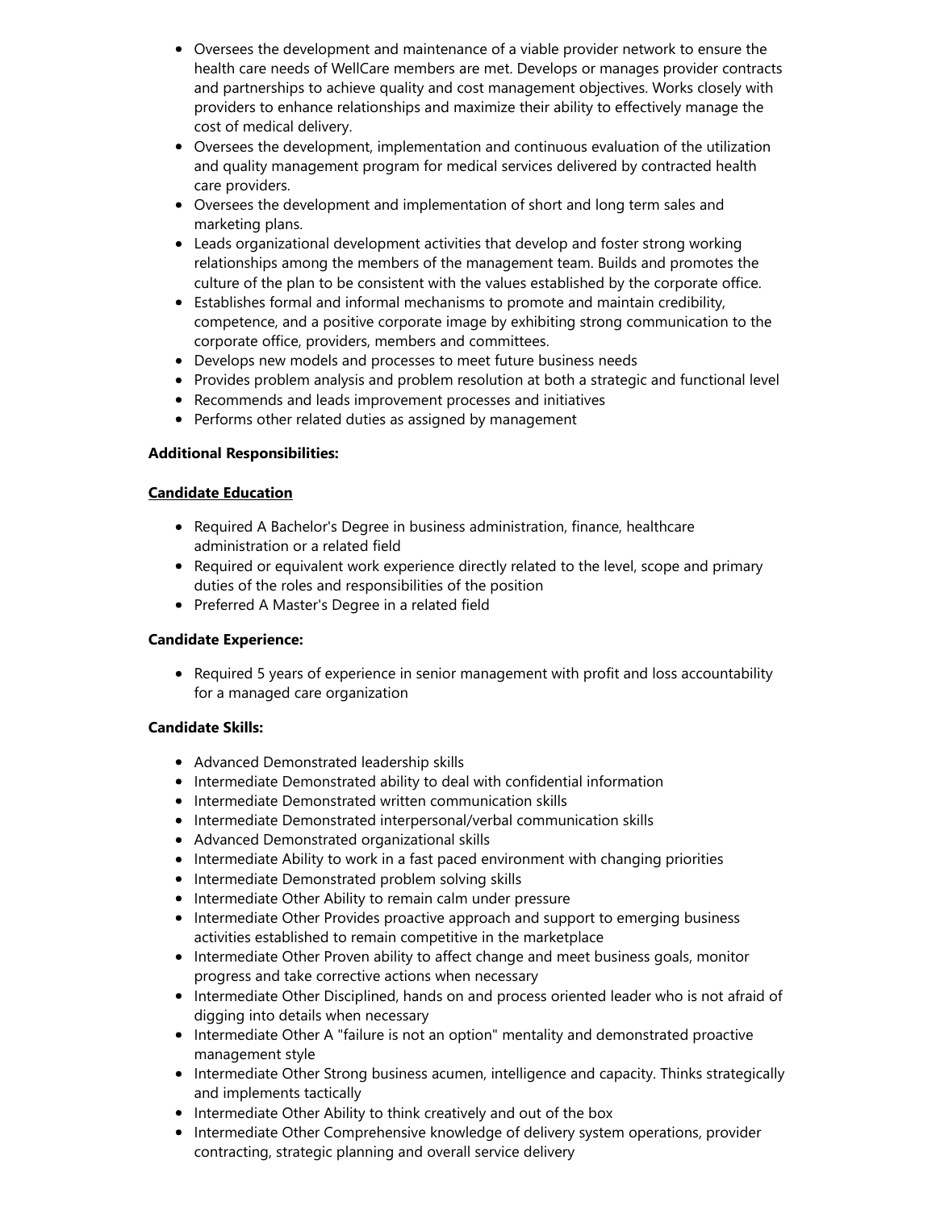- Oversees the development and maintenance of a viable provider network to ensure the health care needs of WellCare members are met. Develops or manages provider contracts and partnerships to achieve quality and cost management objectives. Works closely with providers to enhance relationships and maximize their ability to effectively manage the cost of medical delivery.
- Oversees the development, implementation and continuous evaluation of the utilization and quality management program for medical services delivered by contracted health care providers.
- Oversees the development and implementation of short and long term sales and marketing plans.
- Leads organizational development activities that develop and foster strong working relationships among the members of the management team. Builds and promotes the culture of the plan to be consistent with the values established by the corporate office.
- Establishes formal and informal mechanisms to promote and maintain credibility, competence, and a positive corporate image by exhibiting strong communication to the corporate office, providers, members and committees.
- Develops new models and processes to meet future business needs
- Provides problem analysis and problem resolution at both a strategic and functional level
- Recommends and leads improvement processes and initiatives
- Performs other related duties as assigned by management

**Additional Responsibilities:**

**<u>Candidate Education</u>**

- Required A Bachelor's Degree in business administration, finance, healthcare administration or a related field
- Required or equivalent work experience directly related to the level, scope and primary duties of the roles and responsibilities of the position
- Preferred A Master's Degree in a related field

**Candidate Experience:**

- Required 5 years of experience in senior management with profit and loss accountability for a managed care organization

**Candidate Skills:**

- Advanced Demonstrated leadership skills
- Intermediate Demonstrated ability to deal with confidential information
- Intermediate Demonstrated written communication skills
- Intermediate Demonstrated interpersonal/verbal communication skills
- Advanced Demonstrated organizational skills
- Intermediate Ability to work in a fast paced environment with changing priorities
- Intermediate Demonstrated problem solving skills
- Intermediate Other Ability to remain calm under pressure
- Intermediate Other Provides proactive approach and support to emerging business activities established to remain competitive in the marketplace
- Intermediate Other Proven ability to affect change and meet business goals, monitor progress and take corrective actions when necessary
- Intermediate Other Disciplined, hands on and process oriented leader who is not afraid of digging into details when necessary
- Intermediate Other A "failure is not an option" mentality and demonstrated proactive management style
- Intermediate Other Strong business acumen, intelligence and capacity. Thinks strategically and implements tactically
- Intermediate Other Ability to think creatively and out of the box
- Intermediate Other Comprehensive knowledge of delivery system operations, provider contracting, strategic planning and overall service delivery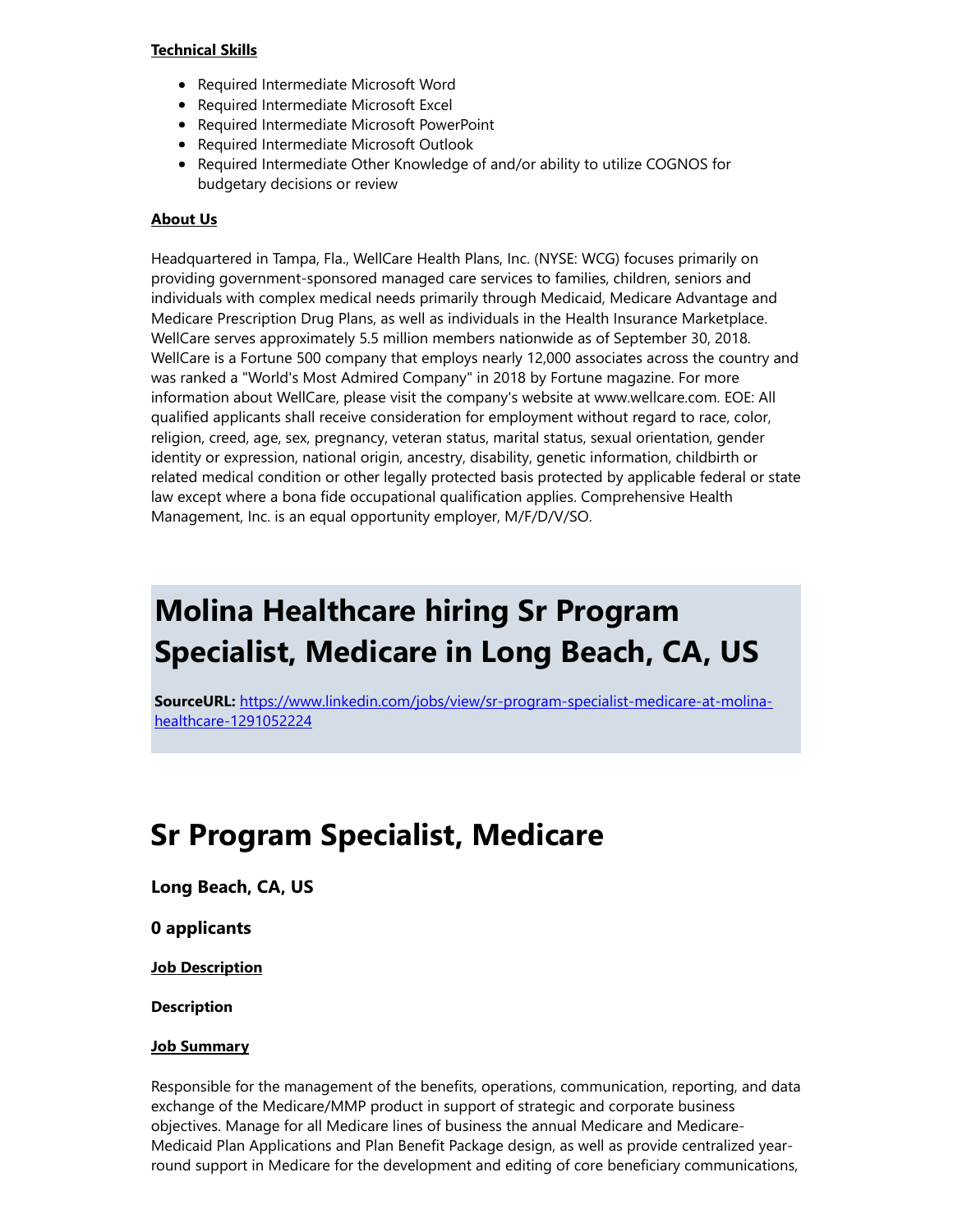**Technical Skills**

- Required Intermediate Microsoft Word
- Required Intermediate Microsoft Excel
- Required Intermediate Microsoft PowerPoint
- Required Intermediate Microsoft Outlook
- Required Intermediate Other Knowledge of and/or ability to utilize COGNOS for budgetary decisions or review

**About Us**

Headquartered in Tampa, Fla., WellCare Health Plans, Inc. (NYSE: WCG) focuses primarily on providing government-sponsored managed care services to families, children, seniors and individuals with complex medical needs primarily through Medicaid, Medicare Advantage and Medicare Prescription Drug Plans, as well as individuals in the Health Insurance Marketplace. WellCare serves approximately 5.5 million members nationwide as of September 30, 2018. WellCare is a Fortune 500 company that employs nearly 12,000 associates across the country and was ranked a "World's Most Admired Company" in 2018 by Fortune magazine. For more information about WellCare, please visit the company's website at www.wellcare.com. EOE: All qualified applicants shall receive consideration for employment without regard to race, color, religion, creed, age, sex, pregnancy, veteran status, marital status, sexual orientation, gender identity or expression, national origin, ancestry, disability, genetic information, childbirth or related medical condition or other legally protected basis protected by applicable federal or state law except where a bona fide occupational qualification applies. Comprehensive Health Management, Inc. is an equal opportunity employer, M/F/D/V/SO.

# Molina Healthcare hiring Sr Program Specialist, Medicare in Long Beach, CA, US

**SourceURL:** [https://www.linkedin.com/jobs/view/sr-program-specialist-medicare-at-molina-healthcare-1291052224](https://www.linkedin.com/jobs/view/sr-program-specialist-medicare-at-molina-healthcare-1291052224)

# Sr Program Specialist, Medicare

### Long Beach, CA, US

### 0 applicants

**Job Description**

**Description**

**Job Summary**

Responsible for the management of the benefits, operations, communication, reporting, and data exchange of the Medicare/MMP product in support of strategic and corporate business objectives. Manage for all Medicare lines of business the annual Medicare and Medicare-Medicaid Plan Applications and Plan Benefit Package design, as well as provide centralized year-round support in Medicare for the development and editing of core beneficiary communications,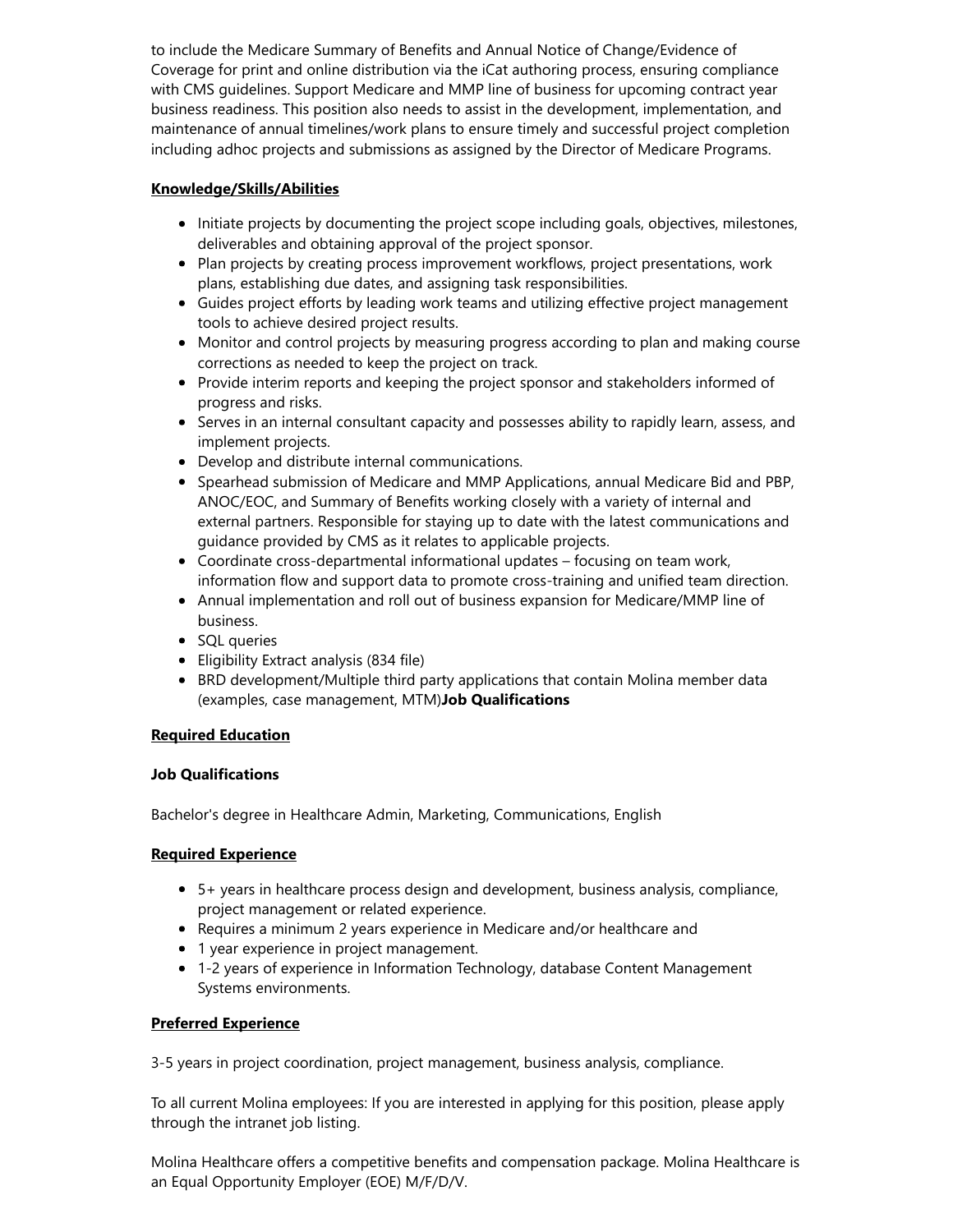to include the Medicare Summary of Benefits and Annual Notice of Change/Evidence of Coverage for print and online distribution via the iCat authoring process, ensuring compliance with CMS guidelines. Support Medicare and MMP line of business for upcoming contract year business readiness. This position also needs to assist in the development, implementation, and maintenance of annual timelines/work plans to ensure timely and successful project completion including adhoc projects and submissions as assigned by the Director of Medicare Programs.

**Knowledge/Skills/Abilities**

- Initiate projects by documenting the project scope including goals, objectives, milestones, deliverables and obtaining approval of the project sponsor.
- Plan projects by creating process improvement workflows, project presentations, work plans, establishing due dates, and assigning task responsibilities.
- Guides project efforts by leading work teams and utilizing effective project management tools to achieve desired project results.
- Monitor and control projects by measuring progress according to plan and making course corrections as needed to keep the project on track.
- Provide interim reports and keeping the project sponsor and stakeholders informed of progress and risks.
- Serves in an internal consultant capacity and possesses ability to rapidly learn, assess, and implement projects.
- Develop and distribute internal communications.
- Spearhead submission of Medicare and MMP Applications, annual Medicare Bid and PBP, ANOC/EOC, and Summary of Benefits working closely with a variety of internal and external partners. Responsible for staying up to date with the latest communications and guidance provided by CMS as it relates to applicable projects.
- Coordinate cross-departmental informational updates – focusing on team work, information flow and support data to promote cross-training and unified team direction.
- Annual implementation and roll out of business expansion for Medicare/MMP line of business.
- SQL queries
- Eligibility Extract analysis (834 file)
- BRD development/Multiple third party applications that contain Molina member data (examples, case management, MTM)**Job Qualifications**

**Required Education**

**Job Qualifications**

Bachelor's degree in Healthcare Admin, Marketing, Communications, English

**Required Experience**

- 5+ years in healthcare process design and development, business analysis, compliance, project management or related experience.
- Requires a minimum 2 years experience in Medicare and/or healthcare and
- 1 year experience in project management.
- 1-2 years of experience in Information Technology, database Content Management Systems environments.

**Preferred Experience**

3-5 years in project coordination, project management, business analysis, compliance.

To all current Molina employees: If you are interested in applying for this position, please apply through the intranet job listing.

Molina Healthcare offers a competitive benefits and compensation package. Molina Healthcare is an Equal Opportunity Employer (EOE) M/F/D/V.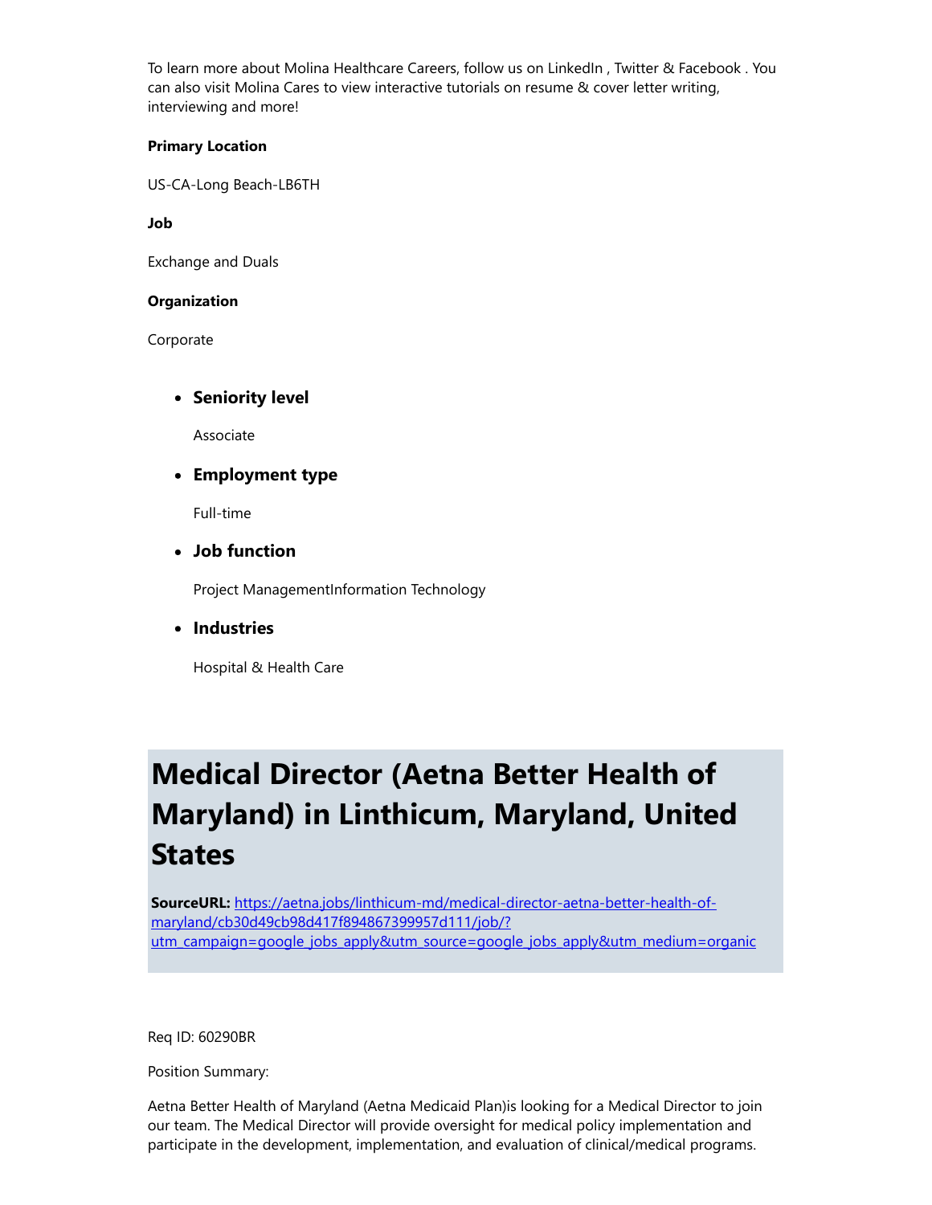To learn more about Molina Healthcare Careers, follow us on LinkedIn , Twitter & Facebook . You can also visit Molina Cares to view interactive tutorials on resume & cover letter writing, interviewing and more!

**Primary Location**

US-CA-Long Beach-LB6TH

**Job**

Exchange and Duals

**Organization**

Corporate

- **Seniority level**

  Associate

- **Employment type**

  Full-time

- **Job function**

  Project ManagementInformation Technology

- **Industries**

  Hospital & Health Care

# Medical Director (Aetna Better Health of Maryland) in Linthicum, Maryland, United States

**SourceURL:** [https://aetna.jobs/linthicum-md/medical-director-aetna-better-health-of-maryland/cb30d49cb98d417f894867399957d111/job/?utm_campaign=google_jobs_apply&utm_source=google_jobs_apply&utm_medium=organic](https://aetna.jobs/linthicum-md/medical-director-aetna-better-health-of-maryland/cb30d49cb98d417f894867399957d111/job/?utm_campaign=google_jobs_apply&utm_source=google_jobs_apply&utm_medium=organic)

Req ID: 60290BR

Position Summary:

Aetna Better Health of Maryland (Aetna Medicaid Plan)is looking for a Medical Director to join our team. The Medical Director will provide oversight for medical policy implementation and participate in the development, implementation, and evaluation of clinical/medical programs.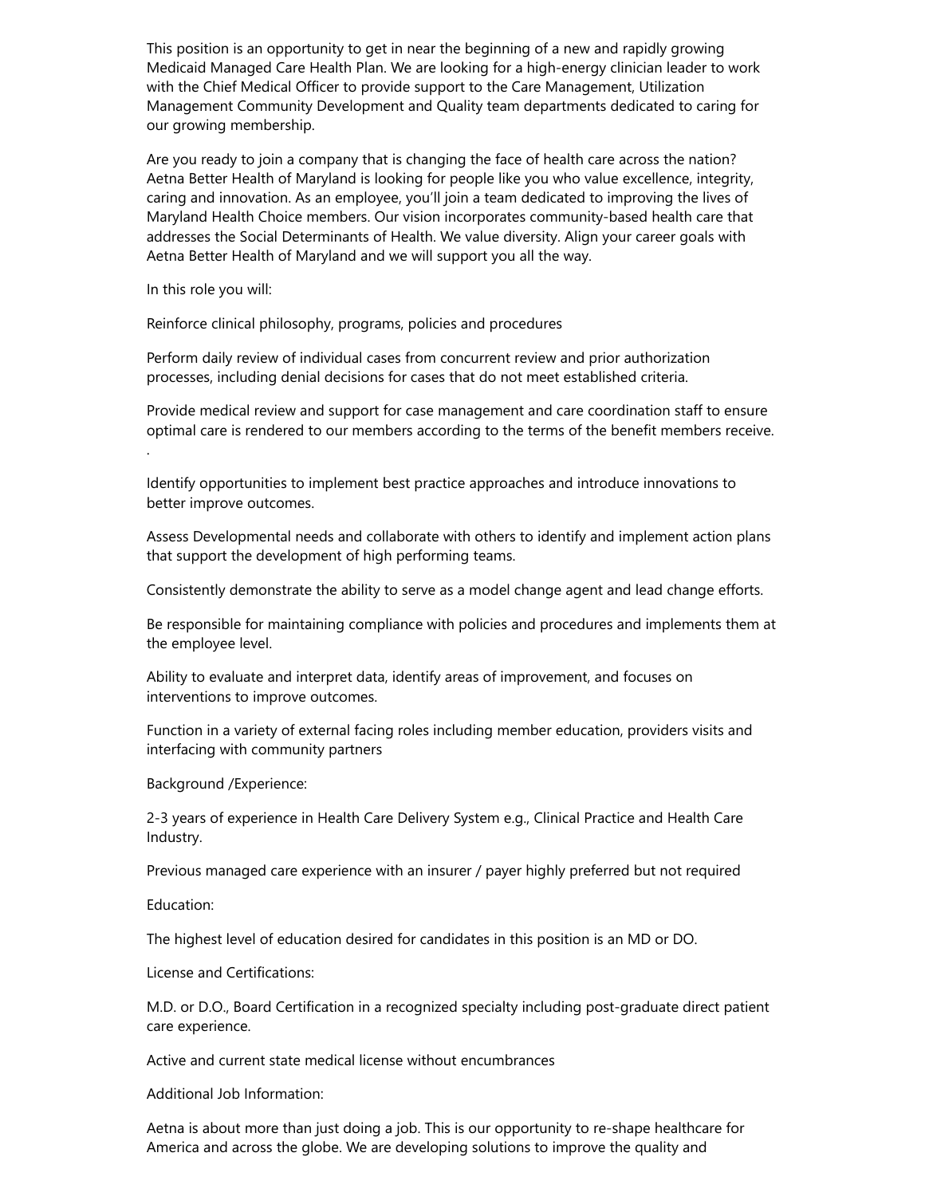This position is an opportunity to get in near the beginning of a new and rapidly growing Medicaid Managed Care Health Plan. We are looking for a high-energy clinician leader to work with the Chief Medical Officer to provide support to the Care Management, Utilization Management Community Development and Quality team departments dedicated to caring for our growing membership.

Are you ready to join a company that is changing the face of health care across the nation? Aetna Better Health of Maryland is looking for people like you who value excellence, integrity, caring and innovation. As an employee, you'll join a team dedicated to improving the lives of Maryland Health Choice members. Our vision incorporates community-based health care that addresses the Social Determinants of Health. We value diversity. Align your career goals with Aetna Better Health of Maryland and we will support you all the way.

In this role you will:

Reinforce clinical philosophy, programs, policies and procedures

Perform daily review of individual cases from concurrent review and prior authorization processes, including denial decisions for cases that do not meet established criteria.

Provide medical review and support for case management and care coordination staff to ensure optimal care is rendered to our members according to the terms of the benefit members receive.

.

Identify opportunities to implement best practice approaches and introduce innovations to better improve outcomes.

Assess Developmental needs and collaborate with others to identify and implement action plans that support the development of high performing teams.

Consistently demonstrate the ability to serve as a model change agent and lead change efforts.

Be responsible for maintaining compliance with policies and procedures and implements them at the employee level.

Ability to evaluate and interpret data, identify areas of improvement, and focuses on interventions to improve outcomes.

Function in a variety of external facing roles including member education, providers visits and interfacing with community partners

Background /Experience:

2-3 years of experience in Health Care Delivery System e.g., Clinical Practice and Health Care Industry.

Previous managed care experience with an insurer / payer highly preferred but not required

Education:

The highest level of education desired for candidates in this position is an MD or DO.

License and Certifications:

M.D. or D.O., Board Certification in a recognized specialty including post-graduate direct patient care experience.

Active and current state medical license without encumbrances

Additional Job Information:

Aetna is about more than just doing a job. This is our opportunity to re-shape healthcare for America and across the globe. We are developing solutions to improve the quality and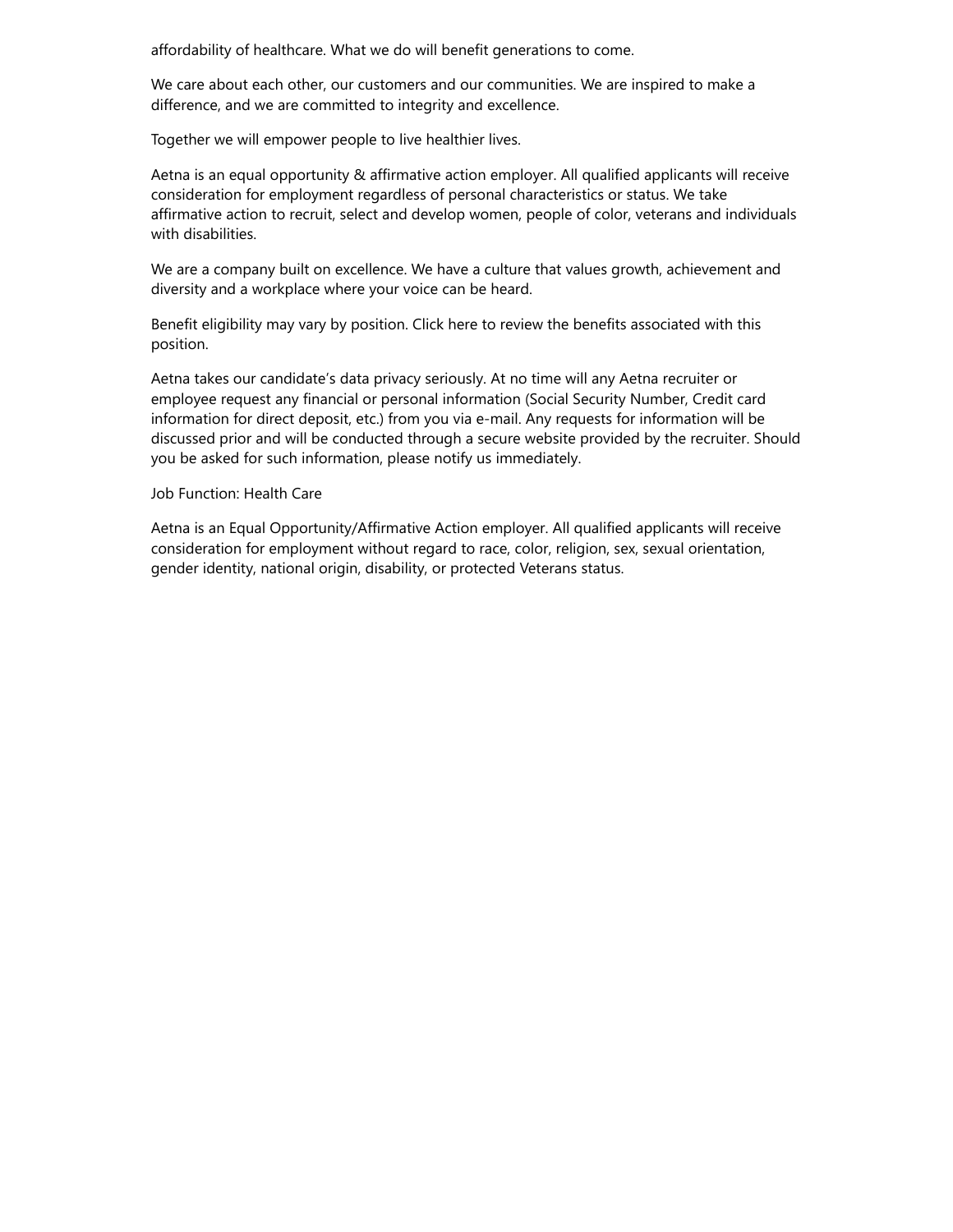affordability of healthcare. What we do will benefit generations to come.

We care about each other, our customers and our communities. We are inspired to make a difference, and we are committed to integrity and excellence.

Together we will empower people to live healthier lives.

Aetna is an equal opportunity & affirmative action employer. All qualified applicants will receive consideration for employment regardless of personal characteristics or status. We take affirmative action to recruit, select and develop women, people of color, veterans and individuals with disabilities.

We are a company built on excellence. We have a culture that values growth, achievement and diversity and a workplace where your voice can be heard.

Benefit eligibility may vary by position. Click here to review the benefits associated with this position.

Aetna takes our candidate's data privacy seriously. At no time will any Aetna recruiter or employee request any financial or personal information (Social Security Number, Credit card information for direct deposit, etc.) from you via e-mail. Any requests for information will be discussed prior and will be conducted through a secure website provided by the recruiter. Should you be asked for such information, please notify us immediately.

Job Function: Health Care

Aetna is an Equal Opportunity/Affirmative Action employer. All qualified applicants will receive consideration for employment without regard to race, color, religion, sex, sexual orientation, gender identity, national origin, disability, or protected Veterans status.